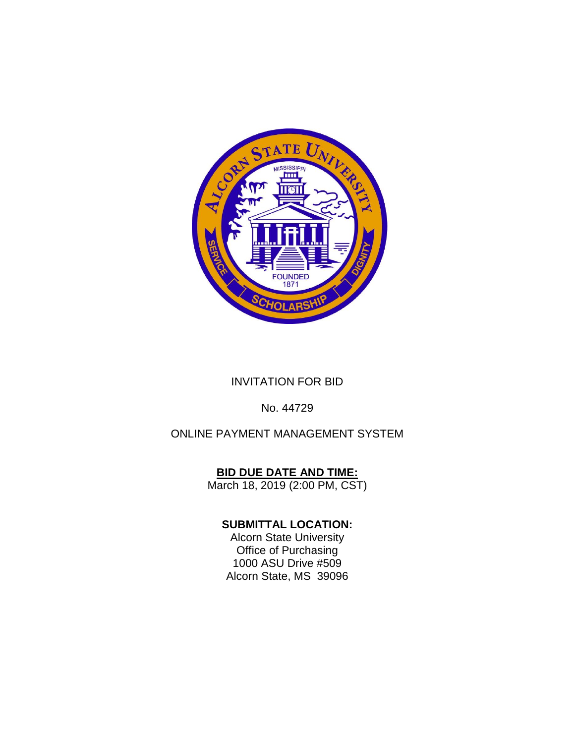INVITATION FOR BID

No. 44729

ONLINE PAYMENT MANAGEMENT SYSTEM

**BID DUE DATE AND TIME:**
March 18, 2019 (2:00 PM, CST)

**SUBMITTAL LOCATION:**
Alcorn State University
Office of Purchasing
1000 ASU Drive #509
Alcorn State, MS 39096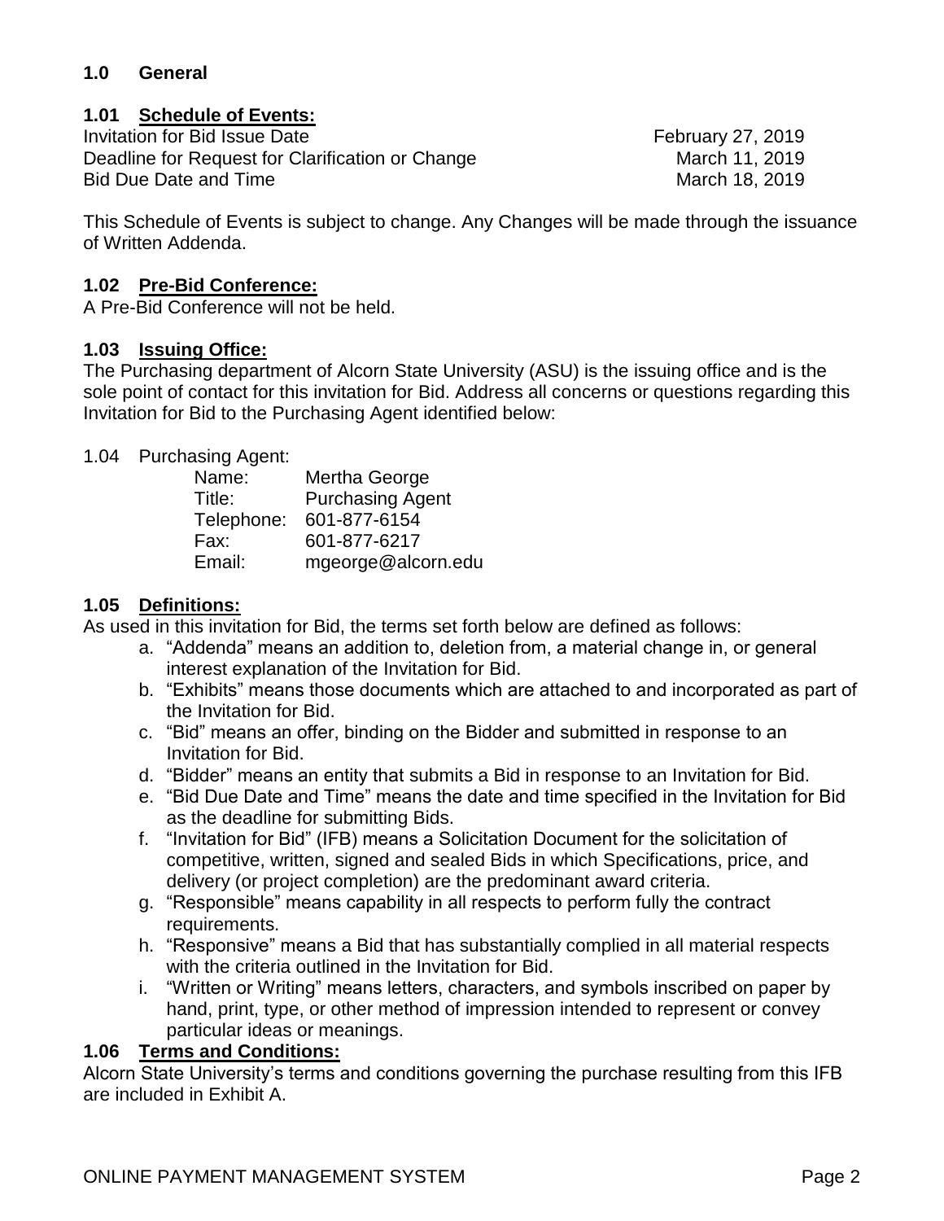## 1.0 General

### 1.01 Schedule of Events:

| | |
|---|---|
| Invitation for Bid Issue Date | February 27, 2019 |
| Deadline for Request for Clarification or Change | March 11, 2019 |
| Bid Due Date and Time | March 18, 2019 |

This Schedule of Events is subject to change. Any Changes will be made through the issuance of Written Addenda.

### 1.02 Pre-Bid Conference:

A Pre-Bid Conference will not be held.

### 1.03 Issuing Office:

The Purchasing department of Alcorn State University (ASU) is the issuing office and is the sole point of contact for this invitation for Bid. Address all concerns or questions regarding this Invitation for Bid to the Purchasing Agent identified below:

1.04 Purchasing Agent:

| | |
|---|---|
| Name: | Mertha George |
| Title: | Purchasing Agent |
| Telephone: | 601-877-6154 |
| Fax: | 601-877-6217 |
| Email: | mgeorge@alcorn.edu |

### 1.05 Definitions:

As used in this invitation for Bid, the terms set forth below are defined as follows:

a. “Addenda” means an addition to, deletion from, a material change in, or general interest explanation of the Invitation for Bid.
b. “Exhibits” means those documents which are attached to and incorporated as part of the Invitation for Bid.
c. “Bid” means an offer, binding on the Bidder and submitted in response to an Invitation for Bid.
d. “Bidder” means an entity that submits a Bid in response to an Invitation for Bid.
e. “Bid Due Date and Time” means the date and time specified in the Invitation for Bid as the deadline for submitting Bids.
f. “Invitation for Bid” (IFB) means a Solicitation Document for the solicitation of competitive, written, signed and sealed Bids in which Specifications, price, and delivery (or project completion) are the predominant award criteria.
g. “Responsible” means capability in all respects to perform fully the contract requirements.
h. “Responsive” means a Bid that has substantially complied in all material respects with the criteria outlined in the Invitation for Bid.
i. “Written or Writing” means letters, characters, and symbols inscribed on paper by hand, print, type, or other method of impression intended to represent or convey particular ideas or meanings.

### 1.06 Terms and Conditions:

Alcorn State University’s terms and conditions governing the purchase resulting from this IFB are included in Exhibit A.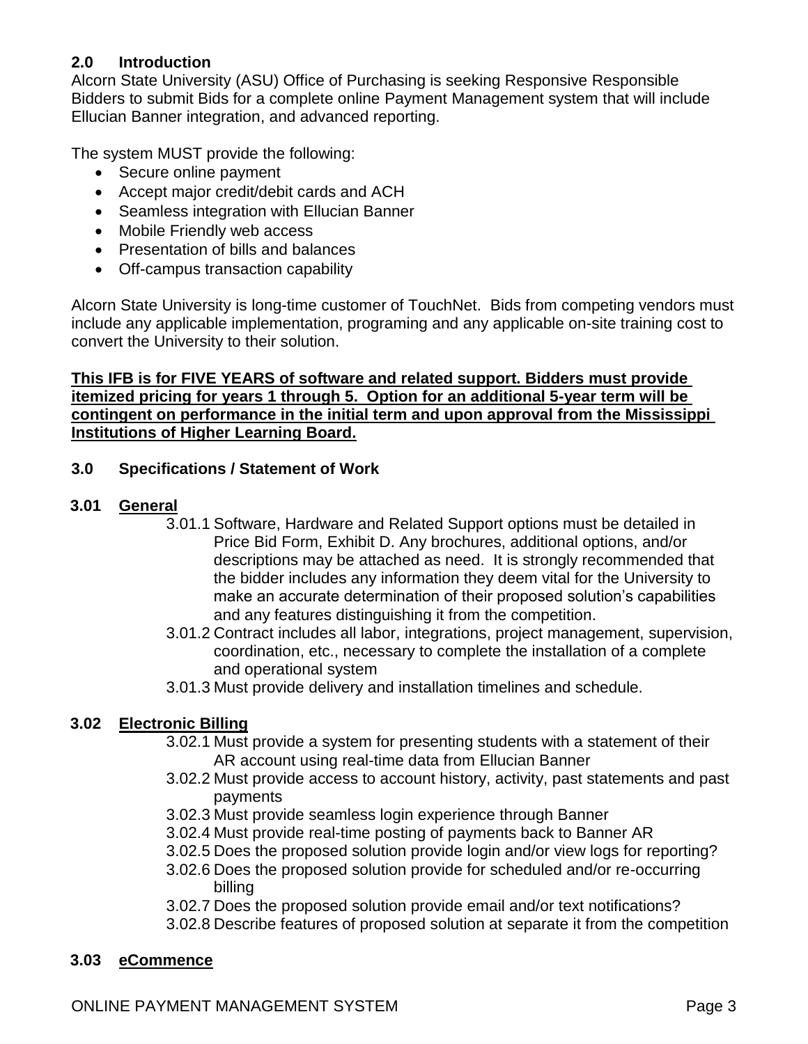## 2.0 Introduction

Alcorn State University (ASU) Office of Purchasing is seeking Responsive Responsible Bidders to submit Bids for a complete online Payment Management system that will include Ellucian Banner integration, and advanced reporting.

The system MUST provide the following:

- Secure online payment
- Accept major credit/debit cards and ACH
- Seamless integration with Ellucian Banner
- Mobile Friendly web access
- Presentation of bills and balances
- Off-campus transaction capability

Alcorn State University is long-time customer of TouchNet. Bids from competing vendors must include any applicable implementation, programing and any applicable on-site training cost to convert the University to their solution.

**This IFB is for FIVE YEARS of software and related support. Bidders must provide itemized pricing for years 1 through 5. Option for an additional 5-year term will be contingent on performance in the initial term and upon approval from the Mississippi Institutions of Higher Learning Board.**

## 3.0 Specifications / Statement of Work

### 3.01 General

3.01.1 Software, Hardware and Related Support options must be detailed in Price Bid Form, Exhibit D. Any brochures, additional options, and/or descriptions may be attached as need. It is strongly recommended that the bidder includes any information they deem vital for the University to make an accurate determination of their proposed solution's capabilities and any features distinguishing it from the competition.

3.01.2 Contract includes all labor, integrations, project management, supervision, coordination, etc., necessary to complete the installation of a complete and operational system

3.01.3 Must provide delivery and installation timelines and schedule.

### 3.02 Electronic Billing

3.02.1 Must provide a system for presenting students with a statement of their AR account using real-time data from Ellucian Banner

3.02.2 Must provide access to account history, activity, past statements and past payments

3.02.3 Must provide seamless login experience through Banner

3.02.4 Must provide real-time posting of payments back to Banner AR

3.02.5 Does the proposed solution provide login and/or view logs for reporting?

3.02.6 Does the proposed solution provide for scheduled and/or re-occurring billing

3.02.7 Does the proposed solution provide email and/or text notifications?

3.02.8 Describe features of proposed solution at separate it from the competition

### 3.03 eCommence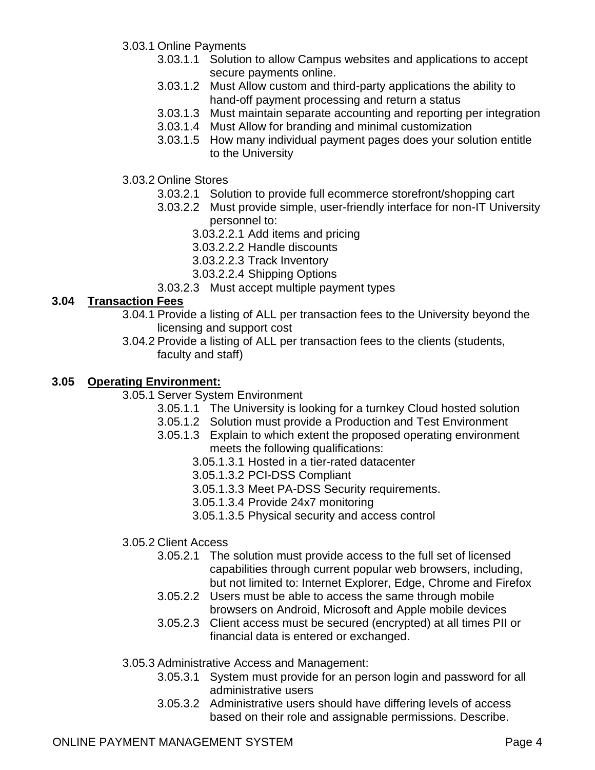- 3.03.1 Online Payments
  - 3.03.1.1 Solution to allow Campus websites and applications to accept secure payments online.
  - 3.03.1.2 Must Allow custom and third-party applications the ability to hand-off payment processing and return a status
  - 3.03.1.3 Must maintain separate accounting and reporting per integration
  - 3.03.1.4 Must Allow for branding and minimal customization
  - 3.03.1.5 How many individual payment pages does your solution entitle to the University

- 3.03.2 Online Stores
  - 3.03.2.1 Solution to provide full ecommerce storefront/shopping cart
  - 3.03.2.2 Must provide simple, user-friendly interface for non-IT University personnel to:
    - 3.03.2.2.1 Add items and pricing
    - 3.03.2.2.2 Handle discounts
    - 3.03.2.2.3 Track Inventory
    - 3.03.2.2.4 Shipping Options
  - 3.03.2.3 Must accept multiple payment types

## 3.04 Transaction Fees

- 3.04.1 Provide a listing of ALL per transaction fees to the University beyond the licensing and support cost
- 3.04.2 Provide a listing of ALL per transaction fees to the clients (students, faculty and staff)

## 3.05 Operating Environment:

- 3.05.1 Server System Environment
  - 3.05.1.1 The University is looking for a turnkey Cloud hosted solution
  - 3.05.1.2 Solution must provide a Production and Test Environment
  - 3.05.1.3 Explain to which extent the proposed operating environment meets the following qualifications:
    - 3.05.1.3.1 Hosted in a tier-rated datacenter
    - 3.05.1.3.2 PCI-DSS Compliant
    - 3.05.1.3.3 Meet PA-DSS Security requirements.
    - 3.05.1.3.4 Provide 24x7 monitoring
    - 3.05.1.3.5 Physical security and access control

- 3.05.2 Client Access
  - 3.05.2.1 The solution must provide access to the full set of licensed capabilities through current popular web browsers, including, but not limited to: Internet Explorer, Edge, Chrome and Firefox
  - 3.05.2.2 Users must be able to access the same through mobile browsers on Android, Microsoft and Apple mobile devices
  - 3.05.2.3 Client access must be secured (encrypted) at all times PII or financial data is entered or exchanged.

- 3.05.3 Administrative Access and Management:
  - 3.05.3.1 System must provide for an person login and password for all administrative users
  - 3.05.3.2 Administrative users should have differing levels of access based on their role and assignable permissions. Describe.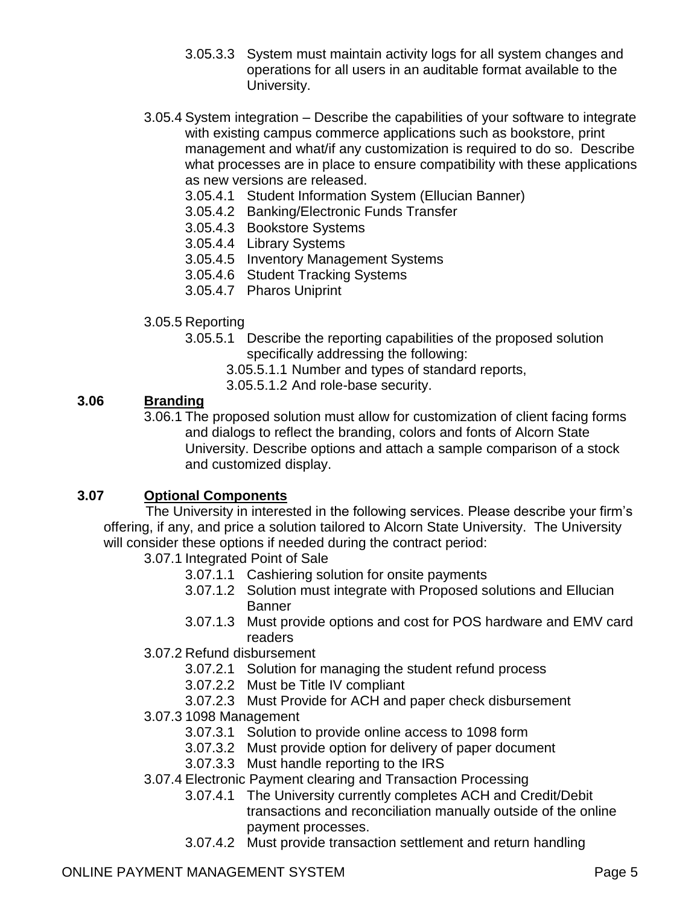3.05.3.3 System must maintain activity logs for all system changes and operations for all users in an auditable format available to the University.

3.05.4 System integration – Describe the capabilities of your software to integrate with existing campus commerce applications such as bookstore, print management and what/if any customization is required to do so. Describe what processes are in place to ensure compatibility with these applications as new versions are released.

- 3.05.4.1 Student Information System (Ellucian Banner)
- 3.05.4.2 Banking/Electronic Funds Transfer
- 3.05.4.3 Bookstore Systems
- 3.05.4.4 Library Systems
- 3.05.4.5 Inventory Management Systems
- 3.05.4.6 Student Tracking Systems
- 3.05.4.7 Pharos Uniprint

3.05.5 Reporting

3.05.5.1 Describe the reporting capabilities of the proposed solution specifically addressing the following:

- 3.05.5.1.1 Number and types of standard reports,
- 3.05.5.1.2 And role-base security.

## 3.06 Branding

3.06.1 The proposed solution must allow for customization of client facing forms and dialogs to reflect the branding, colors and fonts of Alcorn State University. Describe options and attach a sample comparison of a stock and customized display.

## 3.07 Optional Components

The University in interested in the following services. Please describe your firm's offering, if any, and price a solution tailored to Alcorn State University. The University will consider these options if needed during the contract period:

3.07.1 Integrated Point of Sale

- 3.07.1.1 Cashiering solution for onsite payments
- 3.07.1.2 Solution must integrate with Proposed solutions and Ellucian Banner
- 3.07.1.3 Must provide options and cost for POS hardware and EMV card readers

3.07.2 Refund disbursement

- 3.07.2.1 Solution for managing the student refund process
- 3.07.2.2 Must be Title IV compliant
- 3.07.2.3 Must Provide for ACH and paper check disbursement

3.07.3 1098 Management

- 3.07.3.1 Solution to provide online access to 1098 form
- 3.07.3.2 Must provide option for delivery of paper document
- 3.07.3.3 Must handle reporting to the IRS

3.07.4 Electronic Payment clearing and Transaction Processing

- 3.07.4.1 The University currently completes ACH and Credit/Debit transactions and reconciliation manually outside of the online payment processes.
- 3.07.4.2 Must provide transaction settlement and return handling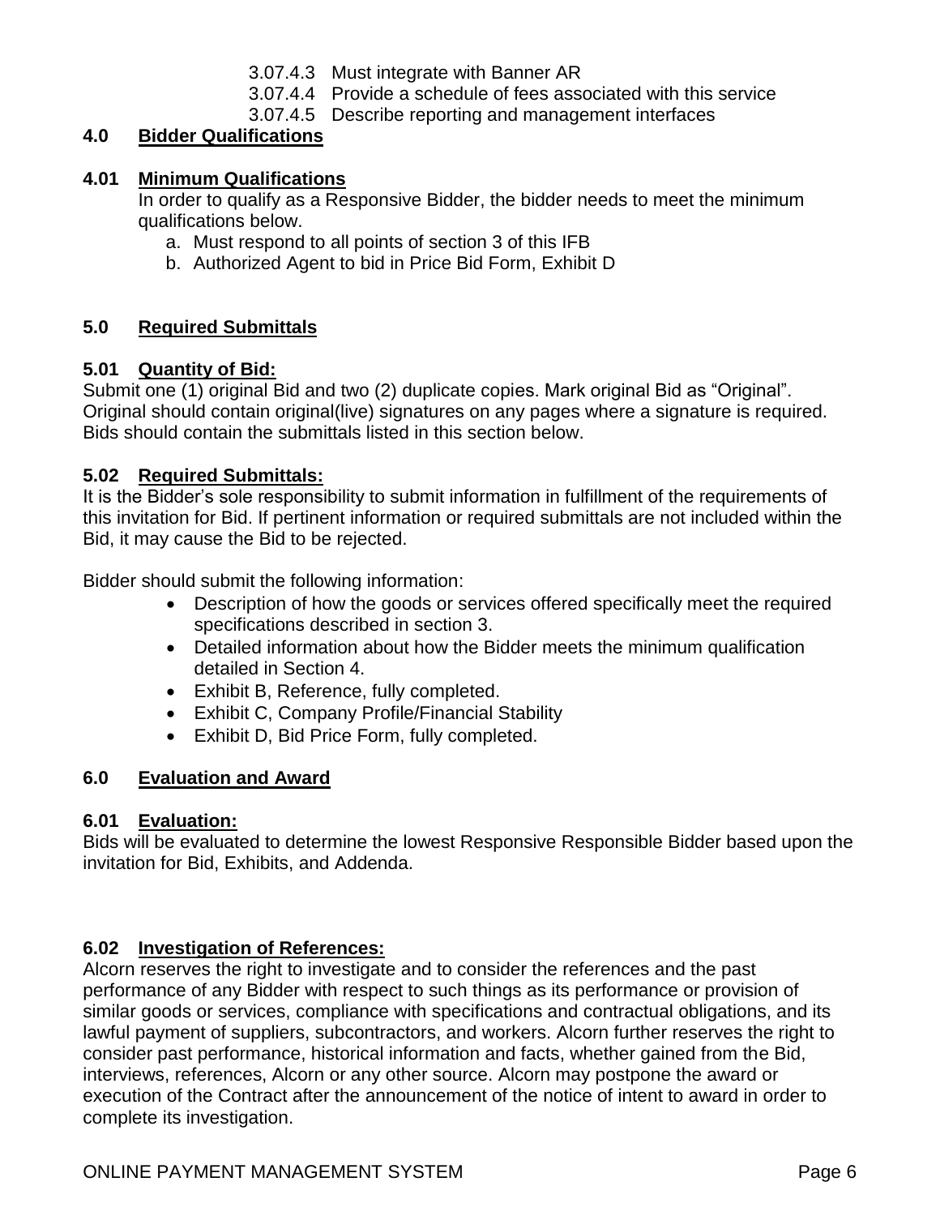3.07.4.3 Must integrate with Banner AR
3.07.4.4 Provide a schedule of fees associated with this service
3.07.4.5 Describe reporting and management interfaces

## 4.0 Bidder Qualifications

### 4.01 Minimum Qualifications

In order to qualify as a Responsive Bidder, the bidder needs to meet the minimum qualifications below.

a. Must respond to all points of section 3 of this IFB
b. Authorized Agent to bid in Price Bid Form, Exhibit D

## 5.0 Required Submittals

### 5.01 Quantity of Bid:

Submit one (1) original Bid and two (2) duplicate copies. Mark original Bid as "Original". Original should contain original(live) signatures on any pages where a signature is required. Bids should contain the submittals listed in this section below.

### 5.02 Required Submittals:

It is the Bidder's sole responsibility to submit information in fulfillment of the requirements of this invitation for Bid. If pertinent information or required submittals are not included within the Bid, it may cause the Bid to be rejected.

Bidder should submit the following information:

- Description of how the goods or services offered specifically meet the required specifications described in section 3.
- Detailed information about how the Bidder meets the minimum qualification detailed in Section 4.
- Exhibit B, Reference, fully completed.
- Exhibit C, Company Profile/Financial Stability
- Exhibit D, Bid Price Form, fully completed.

## 6.0 Evaluation and Award

### 6.01 Evaluation:

Bids will be evaluated to determine the lowest Responsive Responsible Bidder based upon the invitation for Bid, Exhibits, and Addenda.

### 6.02 Investigation of References:

Alcorn reserves the right to investigate and to consider the references and the past performance of any Bidder with respect to such things as its performance or provision of similar goods or services, compliance with specifications and contractual obligations, and its lawful payment of suppliers, subcontractors, and workers. Alcorn further reserves the right to consider past performance, historical information and facts, whether gained from the Bid, interviews, references, Alcorn or any other source. Alcorn may postpone the award or execution of the Contract after the announcement of the notice of intent to award in order to complete its investigation.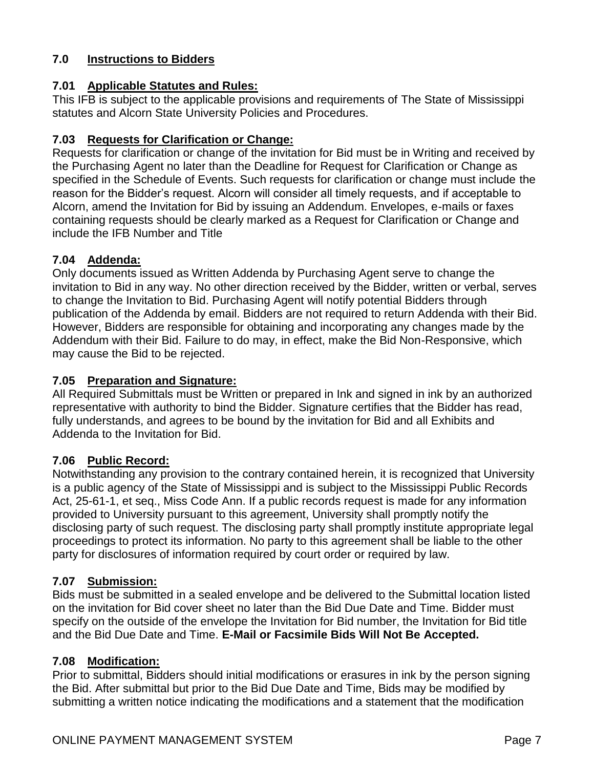## 7.0 Instructions to Bidders

### 7.01 Applicable Statutes and Rules:

This IFB is subject to the applicable provisions and requirements of The State of Mississippi statutes and Alcorn State University Policies and Procedures.

### 7.03 Requests for Clarification or Change:

Requests for clarification or change of the invitation for Bid must be in Writing and received by the Purchasing Agent no later than the Deadline for Request for Clarification or Change as specified in the Schedule of Events. Such requests for clarification or change must include the reason for the Bidder's request. Alcorn will consider all timely requests, and if acceptable to Alcorn, amend the Invitation for Bid by issuing an Addendum. Envelopes, e-mails or faxes containing requests should be clearly marked as a Request for Clarification or Change and include the IFB Number and Title

### 7.04 Addenda:

Only documents issued as Written Addenda by Purchasing Agent serve to change the invitation to Bid in any way. No other direction received by the Bidder, written or verbal, serves to change the Invitation to Bid. Purchasing Agent will notify potential Bidders through publication of the Addenda by email. Bidders are not required to return Addenda with their Bid. However, Bidders are responsible for obtaining and incorporating any changes made by the Addendum with their Bid. Failure to do may, in effect, make the Bid Non-Responsive, which may cause the Bid to be rejected.

### 7.05 Preparation and Signature:

All Required Submittals must be Written or prepared in Ink and signed in ink by an authorized representative with authority to bind the Bidder. Signature certifies that the Bidder has read, fully understands, and agrees to be bound by the invitation for Bid and all Exhibits and Addenda to the Invitation for Bid.

### 7.06 Public Record:

Notwithstanding any provision to the contrary contained herein, it is recognized that University is a public agency of the State of Mississippi and is subject to the Mississippi Public Records Act, 25-61-1, et seq., Miss Code Ann. If a public records request is made for any information provided to University pursuant to this agreement, University shall promptly notify the disclosing party of such request. The disclosing party shall promptly institute appropriate legal proceedings to protect its information. No party to this agreement shall be liable to the other party for disclosures of information required by court order or required by law.

### 7.07 Submission:

Bids must be submitted in a sealed envelope and be delivered to the Submittal location listed on the invitation for Bid cover sheet no later than the Bid Due Date and Time. Bidder must specify on the outside of the envelope the Invitation for Bid number, the Invitation for Bid title and the Bid Due Date and Time. **E-Mail or Facsimile Bids Will Not Be Accepted.**

### 7.08 Modification:

Prior to submittal, Bidders should initial modifications or erasures in ink by the person signing the Bid. After submittal but prior to the Bid Due Date and Time, Bids may be modified by submitting a written notice indicating the modifications and a statement that the modification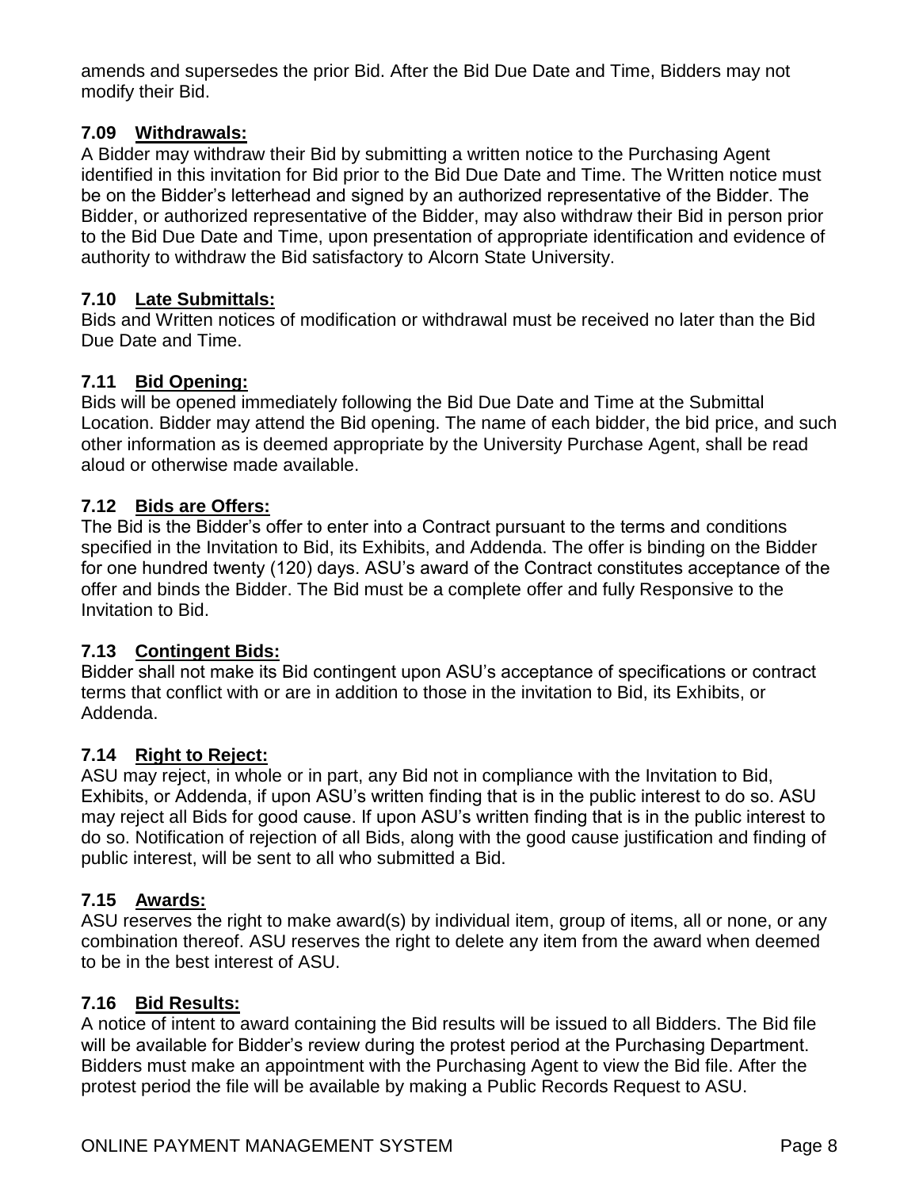amends and supersedes the prior Bid. After the Bid Due Date and Time, Bidders may not modify their Bid.

### 7.09 Withdrawals:

A Bidder may withdraw their Bid by submitting a written notice to the Purchasing Agent identified in this invitation for Bid prior to the Bid Due Date and Time. The Written notice must be on the Bidder's letterhead and signed by an authorized representative of the Bidder. The Bidder, or authorized representative of the Bidder, may also withdraw their Bid in person prior to the Bid Due Date and Time, upon presentation of appropriate identification and evidence of authority to withdraw the Bid satisfactory to Alcorn State University.

### 7.10 Late Submittals:

Bids and Written notices of modification or withdrawal must be received no later than the Bid Due Date and Time.

### 7.11 Bid Opening:

Bids will be opened immediately following the Bid Due Date and Time at the Submittal Location. Bidder may attend the Bid opening. The name of each bidder, the bid price, and such other information as is deemed appropriate by the University Purchase Agent, shall be read aloud or otherwise made available.

### 7.12 Bids are Offers:

The Bid is the Bidder's offer to enter into a Contract pursuant to the terms and conditions specified in the Invitation to Bid, its Exhibits, and Addenda. The offer is binding on the Bidder for one hundred twenty (120) days. ASU's award of the Contract constitutes acceptance of the offer and binds the Bidder. The Bid must be a complete offer and fully Responsive to the Invitation to Bid.

### 7.13 Contingent Bids:

Bidder shall not make its Bid contingent upon ASU's acceptance of specifications or contract terms that conflict with or are in addition to those in the invitation to Bid, its Exhibits, or Addenda.

### 7.14 Right to Reject:

ASU may reject, in whole or in part, any Bid not in compliance with the Invitation to Bid, Exhibits, or Addenda, if upon ASU's written finding that is in the public interest to do so. ASU may reject all Bids for good cause. If upon ASU's written finding that is in the public interest to do so. Notification of rejection of all Bids, along with the good cause justification and finding of public interest, will be sent to all who submitted a Bid.

### 7.15 Awards:

ASU reserves the right to make award(s) by individual item, group of items, all or none, or any combination thereof. ASU reserves the right to delete any item from the award when deemed to be in the best interest of ASU.

### 7.16 Bid Results:

A notice of intent to award containing the Bid results will be issued to all Bidders. The Bid file will be available for Bidder's review during the protest period at the Purchasing Department. Bidders must make an appointment with the Purchasing Agent to view the Bid file. After the protest period the file will be available by making a Public Records Request to ASU.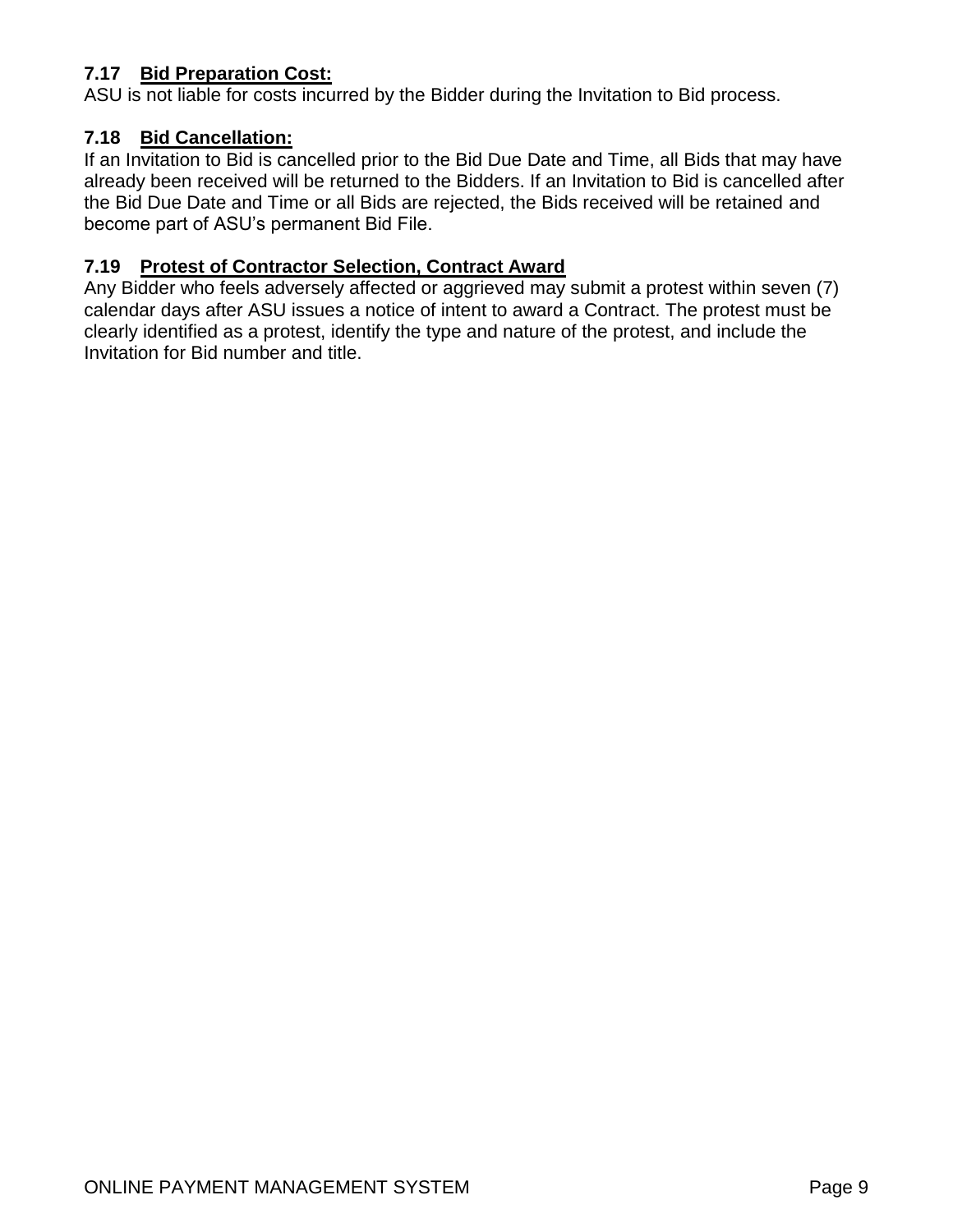### 7.17 Bid Preparation Cost:

ASU is not liable for costs incurred by the Bidder during the Invitation to Bid process.

### 7.18 Bid Cancellation:

If an Invitation to Bid is cancelled prior to the Bid Due Date and Time, all Bids that may have already been received will be returned to the Bidders. If an Invitation to Bid is cancelled after the Bid Due Date and Time or all Bids are rejected, the Bids received will be retained and become part of ASU's permanent Bid File.

### 7.19 Protest of Contractor Selection, Contract Award

Any Bidder who feels adversely affected or aggrieved may submit a protest within seven (7) calendar days after ASU issues a notice of intent to award a Contract. The protest must be clearly identified as a protest, identify the type and nature of the protest, and include the Invitation for Bid number and title.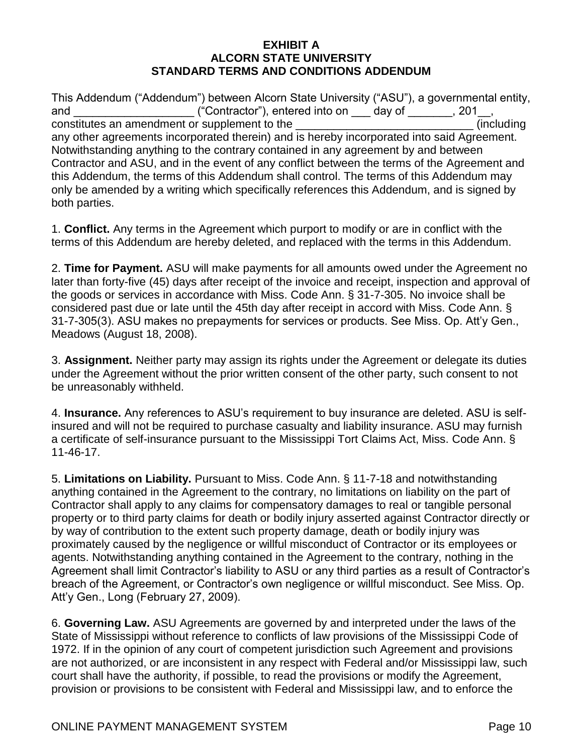**EXHIBIT A**
**ALCORN STATE UNIVERSITY**
**STANDARD TERMS AND CONDITIONS ADDENDUM**

This Addendum ("Addendum") between Alcorn State University ("ASU"), a governmental entity, and ___________________ ("Contractor"), entered into on ___ day of _______, 201__, constitutes an amendment or supplement to the ___________________________ (including any other agreements incorporated therein) and is hereby incorporated into said Agreement. Notwithstanding anything to the contrary contained in any agreement by and between Contractor and ASU, and in the event of any conflict between the terms of the Agreement and this Addendum, the terms of this Addendum shall control. The terms of this Addendum may only be amended by a writing which specifically references this Addendum, and is signed by both parties.

1. **Conflict.** Any terms in the Agreement which purport to modify or are in conflict with the terms of this Addendum are hereby deleted, and replaced with the terms in this Addendum.

2. **Time for Payment.** ASU will make payments for all amounts owed under the Agreement no later than forty-five (45) days after receipt of the invoice and receipt, inspection and approval of the goods or services in accordance with Miss. Code Ann. § 31-7-305. No invoice shall be considered past due or late until the 45th day after receipt in accord with Miss. Code Ann. § 31-7-305(3). ASU makes no prepayments for services or products. See Miss. Op. Att'y Gen., Meadows (August 18, 2008).

3. **Assignment.** Neither party may assign its rights under the Agreement or delegate its duties under the Agreement without the prior written consent of the other party, such consent to not be unreasonably withheld.

4. **Insurance.** Any references to ASU's requirement to buy insurance are deleted. ASU is self-insured and will not be required to purchase casualty and liability insurance. ASU may furnish a certificate of self-insurance pursuant to the Mississippi Tort Claims Act, Miss. Code Ann. § 11-46-17.

5. **Limitations on Liability.** Pursuant to Miss. Code Ann. § 11-7-18 and notwithstanding anything contained in the Agreement to the contrary, no limitations on liability on the part of Contractor shall apply to any claims for compensatory damages to real or tangible personal property or to third party claims for death or bodily injury asserted against Contractor directly or by way of contribution to the extent such property damage, death or bodily injury was proximately caused by the negligence or willful misconduct of Contractor or its employees or agents. Notwithstanding anything contained in the Agreement to the contrary, nothing in the Agreement shall limit Contractor's liability to ASU or any third parties as a result of Contractor's breach of the Agreement, or Contractor's own negligence or willful misconduct. See Miss. Op. Att'y Gen., Long (February 27, 2009).

6. **Governing Law.** ASU Agreements are governed by and interpreted under the laws of the State of Mississippi without reference to conflicts of law provisions of the Mississippi Code of 1972. If in the opinion of any court of competent jurisdiction such Agreement and provisions are not authorized, or are inconsistent in any respect with Federal and/or Mississippi law, such court shall have the authority, if possible, to read the provisions or modify the Agreement, provision or provisions to be consistent with Federal and Mississippi law, and to enforce the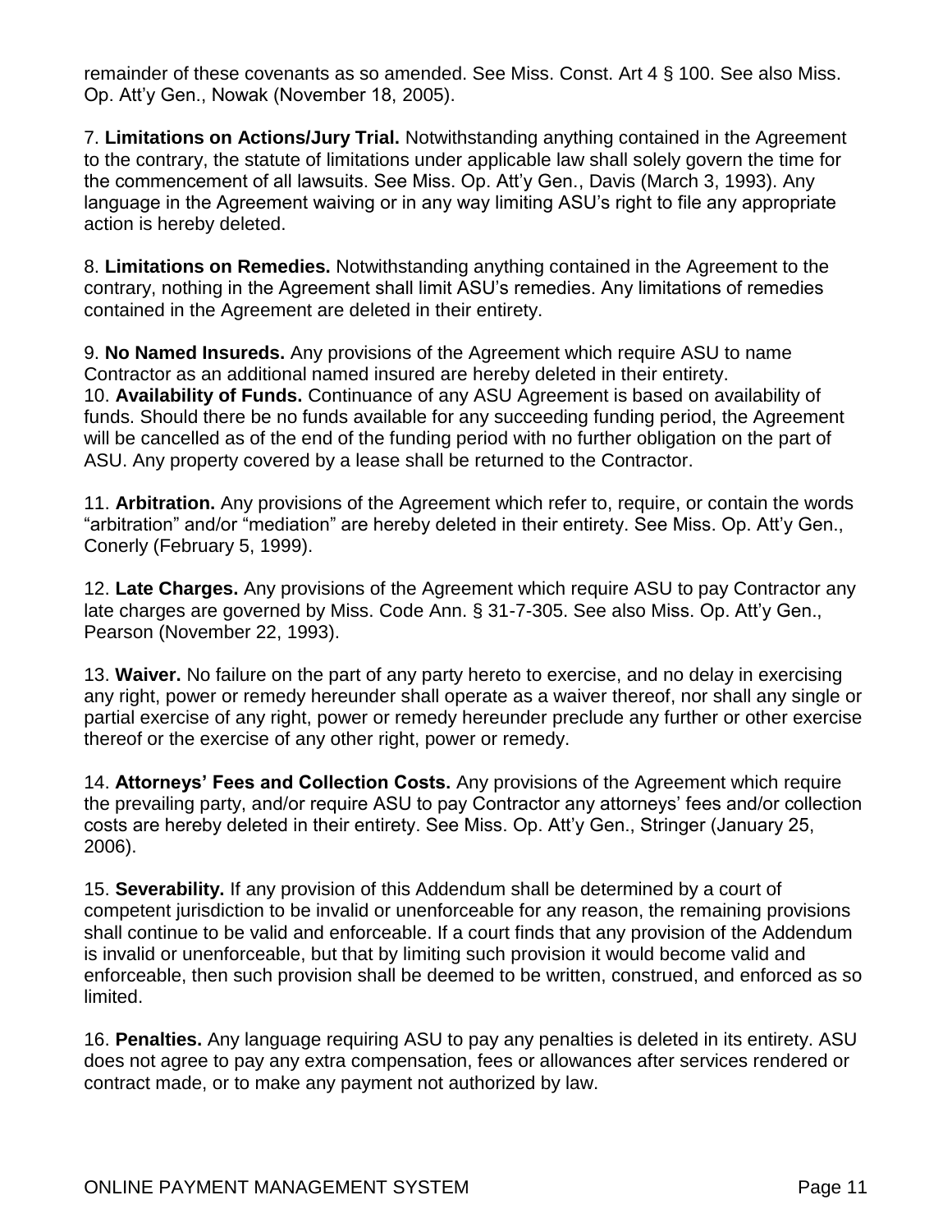remainder of these covenants as so amended. See Miss. Const. Art 4 § 100. See also Miss. Op. Att'y Gen., Nowak (November 18, 2005).

7. **Limitations on Actions/Jury Trial.** Notwithstanding anything contained in the Agreement to the contrary, the statute of limitations under applicable law shall solely govern the time for the commencement of all lawsuits. See Miss. Op. Att'y Gen., Davis (March 3, 1993). Any language in the Agreement waiving or in any way limiting ASU's right to file any appropriate action is hereby deleted.

8. **Limitations on Remedies.** Notwithstanding anything contained in the Agreement to the contrary, nothing in the Agreement shall limit ASU's remedies. Any limitations of remedies contained in the Agreement are deleted in their entirety.

9. **No Named Insureds.** Any provisions of the Agreement which require ASU to name Contractor as an additional named insured are hereby deleted in their entirety.

10. **Availability of Funds.** Continuance of any ASU Agreement is based on availability of funds. Should there be no funds available for any succeeding funding period, the Agreement will be cancelled as of the end of the funding period with no further obligation on the part of ASU. Any property covered by a lease shall be returned to the Contractor.

11. **Arbitration.** Any provisions of the Agreement which refer to, require, or contain the words "arbitration" and/or "mediation" are hereby deleted in their entirety. See Miss. Op. Att'y Gen., Conerly (February 5, 1999).

12. **Late Charges.** Any provisions of the Agreement which require ASU to pay Contractor any late charges are governed by Miss. Code Ann. § 31-7-305. See also Miss. Op. Att'y Gen., Pearson (November 22, 1993).

13. **Waiver.** No failure on the part of any party hereto to exercise, and no delay in exercising any right, power or remedy hereunder shall operate as a waiver thereof, nor shall any single or partial exercise of any right, power or remedy hereunder preclude any further or other exercise thereof or the exercise of any other right, power or remedy.

14. **Attorneys' Fees and Collection Costs.** Any provisions of the Agreement which require the prevailing party, and/or require ASU to pay Contractor any attorneys' fees and/or collection costs are hereby deleted in their entirety. See Miss. Op. Att'y Gen., Stringer (January 25, 2006).

15. **Severability.** If any provision of this Addendum shall be determined by a court of competent jurisdiction to be invalid or unenforceable for any reason, the remaining provisions shall continue to be valid and enforceable. If a court finds that any provision of the Addendum is invalid or unenforceable, but that by limiting such provision it would become valid and enforceable, then such provision shall be deemed to be written, construed, and enforced as so limited.

16. **Penalties.** Any language requiring ASU to pay any penalties is deleted in its entirety. ASU does not agree to pay any extra compensation, fees or allowances after services rendered or contract made, or to make any payment not authorized by law.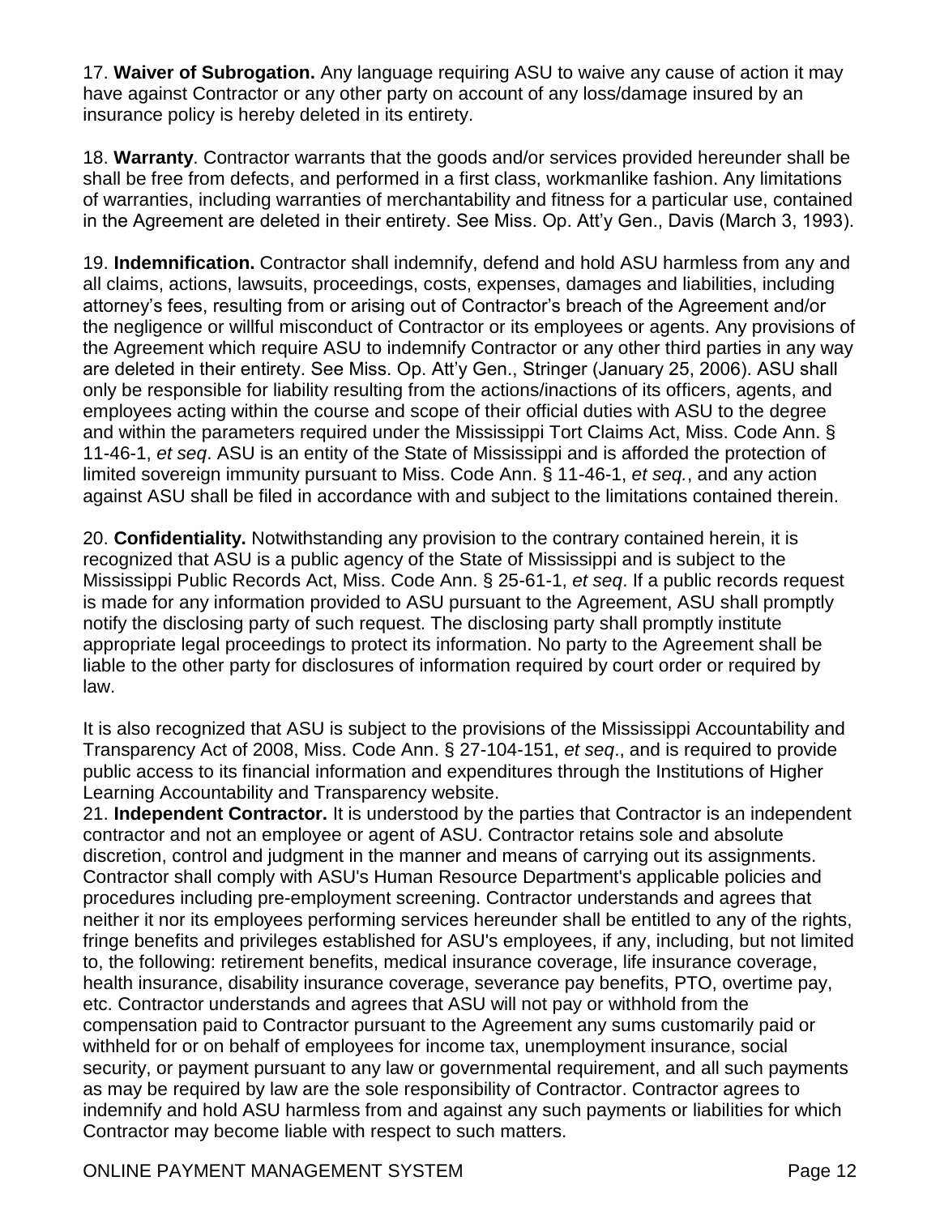17. **Waiver of Subrogation.** Any language requiring ASU to waive any cause of action it may have against Contractor or any other party on account of any loss/damage insured by an insurance policy is hereby deleted in its entirety.

18. **Warranty**. Contractor warrants that the goods and/or services provided hereunder shall be shall be free from defects, and performed in a first class, workmanlike fashion. Any limitations of warranties, including warranties of merchantability and fitness for a particular use, contained in the Agreement are deleted in their entirety. See Miss. Op. Att'y Gen., Davis (March 3, 1993).

19. **Indemnification.** Contractor shall indemnify, defend and hold ASU harmless from any and all claims, actions, lawsuits, proceedings, costs, expenses, damages and liabilities, including attorney's fees, resulting from or arising out of Contractor's breach of the Agreement and/or the negligence or willful misconduct of Contractor or its employees or agents. Any provisions of the Agreement which require ASU to indemnify Contractor or any other third parties in any way are deleted in their entirety. See Miss. Op. Att'y Gen., Stringer (January 25, 2006). ASU shall only be responsible for liability resulting from the actions/inactions of its officers, agents, and employees acting within the course and scope of their official duties with ASU to the degree and within the parameters required under the Mississippi Tort Claims Act, Miss. Code Ann. § 11-46-1, *et seq*. ASU is an entity of the State of Mississippi and is afforded the protection of limited sovereign immunity pursuant to Miss. Code Ann. § 11-46-1, *et seq.*, and any action against ASU shall be filed in accordance with and subject to the limitations contained therein.

20. **Confidentiality.** Notwithstanding any provision to the contrary contained herein, it is recognized that ASU is a public agency of the State of Mississippi and is subject to the Mississippi Public Records Act, Miss. Code Ann. § 25-61-1, *et seq*. If a public records request is made for any information provided to ASU pursuant to the Agreement, ASU shall promptly notify the disclosing party of such request. The disclosing party shall promptly institute appropriate legal proceedings to protect its information. No party to the Agreement shall be liable to the other party for disclosures of information required by court order or required by law.

It is also recognized that ASU is subject to the provisions of the Mississippi Accountability and Transparency Act of 2008, Miss. Code Ann. § 27-104-151, *et seq*., and is required to provide public access to its financial information and expenditures through the Institutions of Higher Learning Accountability and Transparency website.

21. **Independent Contractor.** It is understood by the parties that Contractor is an independent contractor and not an employee or agent of ASU. Contractor retains sole and absolute discretion, control and judgment in the manner and means of carrying out its assignments. Contractor shall comply with ASU's Human Resource Department's applicable policies and procedures including pre-employment screening. Contractor understands and agrees that neither it nor its employees performing services hereunder shall be entitled to any of the rights, fringe benefits and privileges established for ASU's employees, if any, including, but not limited to, the following: retirement benefits, medical insurance coverage, life insurance coverage, health insurance, disability insurance coverage, severance pay benefits, PTO, overtime pay, etc. Contractor understands and agrees that ASU will not pay or withhold from the compensation paid to Contractor pursuant to the Agreement any sums customarily paid or withheld for or on behalf of employees for income tax, unemployment insurance, social security, or payment pursuant to any law or governmental requirement, and all such payments as may be required by law are the sole responsibility of Contractor. Contractor agrees to indemnify and hold ASU harmless from and against any such payments or liabilities for which Contractor may become liable with respect to such matters.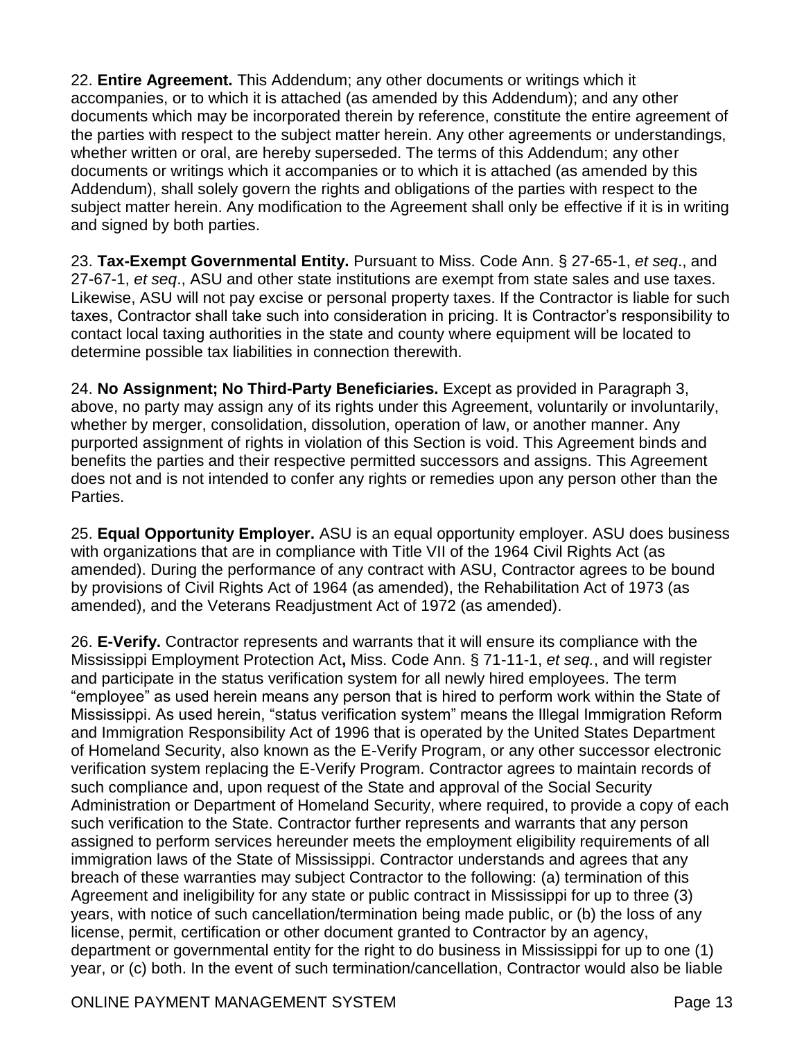22. **Entire Agreement.** This Addendum; any other documents or writings which it accompanies, or to which it is attached (as amended by this Addendum); and any other documents which may be incorporated therein by reference, constitute the entire agreement of the parties with respect to the subject matter herein. Any other agreements or understandings, whether written or oral, are hereby superseded. The terms of this Addendum; any other documents or writings which it accompanies or to which it is attached (as amended by this Addendum), shall solely govern the rights and obligations of the parties with respect to the subject matter herein. Any modification to the Agreement shall only be effective if it is in writing and signed by both parties.

23. **Tax-Exempt Governmental Entity.** Pursuant to Miss. Code Ann. § 27-65-1, *et seq*., and 27-67-1, *et seq*., ASU and other state institutions are exempt from state sales and use taxes. Likewise, ASU will not pay excise or personal property taxes. If the Contractor is liable for such taxes, Contractor shall take such into consideration in pricing. It is Contractor's responsibility to contact local taxing authorities in the state and county where equipment will be located to determine possible tax liabilities in connection therewith.

24. **No Assignment; No Third-Party Beneficiaries.** Except as provided in Paragraph 3, above, no party may assign any of its rights under this Agreement, voluntarily or involuntarily, whether by merger, consolidation, dissolution, operation of law, or another manner. Any purported assignment of rights in violation of this Section is void. This Agreement binds and benefits the parties and their respective permitted successors and assigns. This Agreement does not and is not intended to confer any rights or remedies upon any person other than the Parties.

25. **Equal Opportunity Employer.** ASU is an equal opportunity employer. ASU does business with organizations that are in compliance with Title VII of the 1964 Civil Rights Act (as amended). During the performance of any contract with ASU, Contractor agrees to be bound by provisions of Civil Rights Act of 1964 (as amended), the Rehabilitation Act of 1973 (as amended), and the Veterans Readjustment Act of 1972 (as amended).

26. **E-Verify.** Contractor represents and warrants that it will ensure its compliance with the Mississippi Employment Protection Act**,** Miss. Code Ann. § 71-11-1, *et seq.*, and will register and participate in the status verification system for all newly hired employees. The term "employee" as used herein means any person that is hired to perform work within the State of Mississippi. As used herein, "status verification system" means the Illegal Immigration Reform and Immigration Responsibility Act of 1996 that is operated by the United States Department of Homeland Security, also known as the E-Verify Program, or any other successor electronic verification system replacing the E-Verify Program. Contractor agrees to maintain records of such compliance and, upon request of the State and approval of the Social Security Administration or Department of Homeland Security, where required, to provide a copy of each such verification to the State. Contractor further represents and warrants that any person assigned to perform services hereunder meets the employment eligibility requirements of all immigration laws of the State of Mississippi. Contractor understands and agrees that any breach of these warranties may subject Contractor to the following: (a) termination of this Agreement and ineligibility for any state or public contract in Mississippi for up to three (3) years, with notice of such cancellation/termination being made public, or (b) the loss of any license, permit, certification or other document granted to Contractor by an agency, department or governmental entity for the right to do business in Mississippi for up to one (1) year, or (c) both. In the event of such termination/cancellation, Contractor would also be liable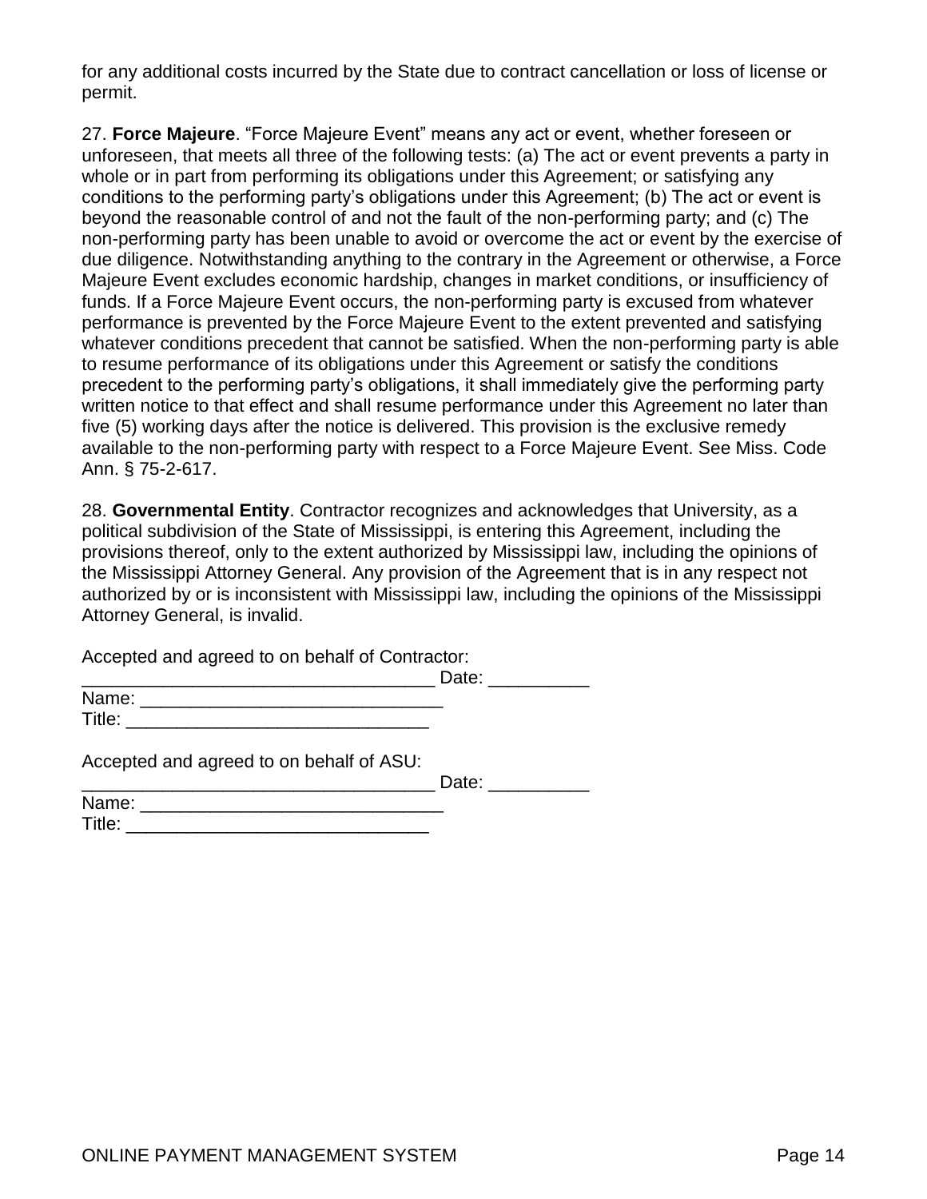for any additional costs incurred by the State due to contract cancellation or loss of license or permit.

27. **Force Majeure**. “Force Majeure Event” means any act or event, whether foreseen or unforeseen, that meets all three of the following tests: (a) The act or event prevents a party in whole or in part from performing its obligations under this Agreement; or satisfying any conditions to the performing party’s obligations under this Agreement; (b) The act or event is beyond the reasonable control of and not the fault of the non-performing party; and (c) The non-performing party has been unable to avoid or overcome the act or event by the exercise of due diligence. Notwithstanding anything to the contrary in the Agreement or otherwise, a Force Majeure Event excludes economic hardship, changes in market conditions, or insufficiency of funds. If a Force Majeure Event occurs, the non-performing party is excused from whatever performance is prevented by the Force Majeure Event to the extent prevented and satisfying whatever conditions precedent that cannot be satisfied. When the non-performing party is able to resume performance of its obligations under this Agreement or satisfy the conditions precedent to the performing party’s obligations, it shall immediately give the performing party written notice to that effect and shall resume performance under this Agreement no later than five (5) working days after the notice is delivered. This provision is the exclusive remedy available to the non-performing party with respect to a Force Majeure Event. See Miss. Code Ann. § 75-2-617.

28. **Governmental Entity**. Contractor recognizes and acknowledges that University, as a political subdivision of the State of Mississippi, is entering this Agreement, including the provisions thereof, only to the extent authorized by Mississippi law, including the opinions of the Mississippi Attorney General. Any provision of the Agreement that is in any respect not authorized by or is inconsistent with Mississippi law, including the opinions of the Mississippi Attorney General, is invalid.

Accepted and agreed to on behalf of Contractor:
___________________________________ Date: __________
Name: ______________________________
Title: ______________________________

Accepted and agreed to on behalf of ASU:
___________________________________ Date: __________
Name: ______________________________
Title: ______________________________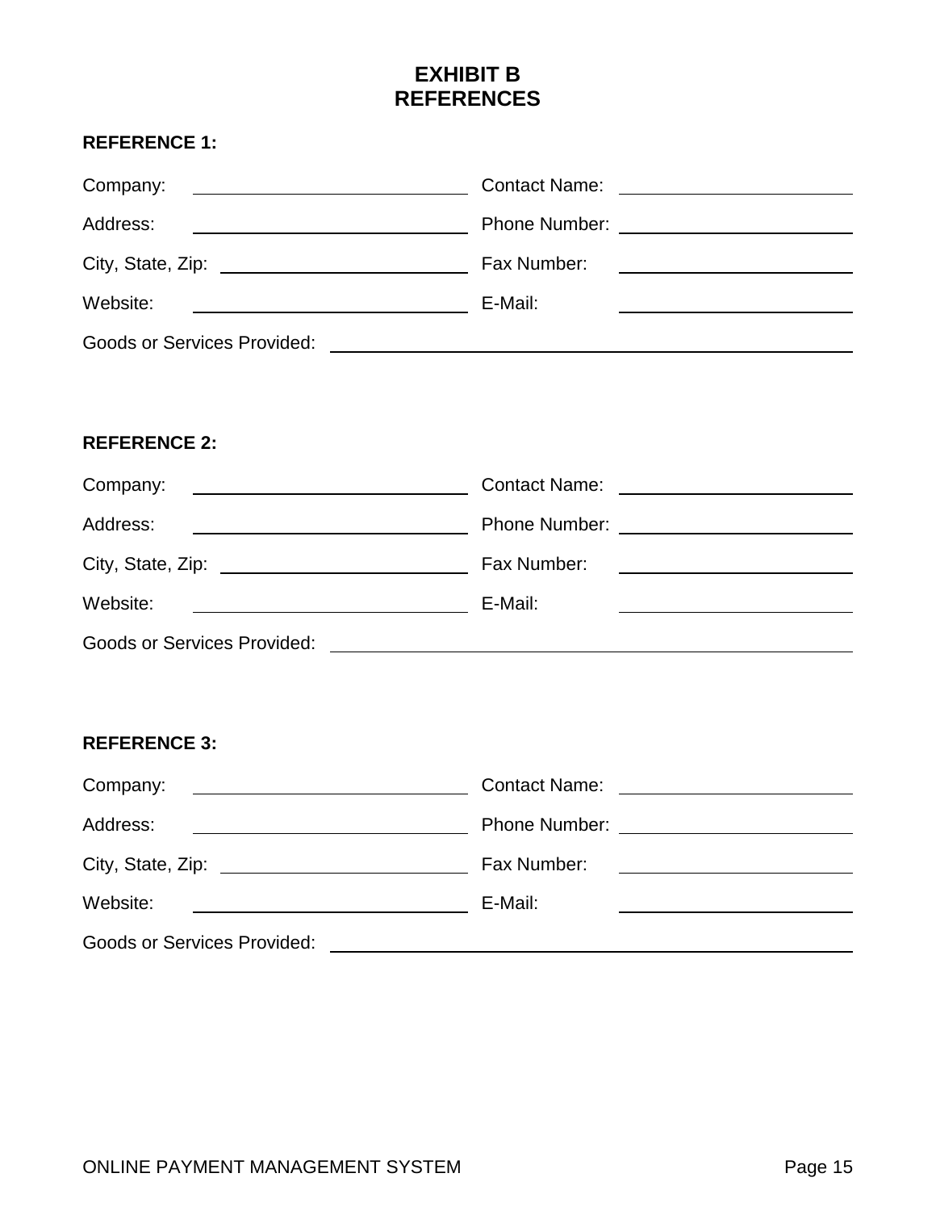# EXHIBIT B
# REFERENCES

**REFERENCE 1:**

| | | | |
|---|---|---|---|
| Company: | | Contact Name: | |
| Address: | | Phone Number: | |
| City, State, Zip: | | Fax Number: | |
| Website: | | E-Mail: | |

Goods or Services Provided: ______________________________

**REFERENCE 2:**

| | | | |
|---|---|---|---|
| Company: | | Contact Name: | |
| Address: | | Phone Number: | |
| City, State, Zip: | | Fax Number: | |
| Website: | | E-Mail: | |

Goods or Services Provided: ______________________________

**REFERENCE 3:**

| | | | |
|---|---|---|---|
| Company: | | Contact Name: | |
| Address: | | Phone Number: | |
| City, State, Zip: | | Fax Number: | |
| Website: | | E-Mail: | |

Goods or Services Provided: ______________________________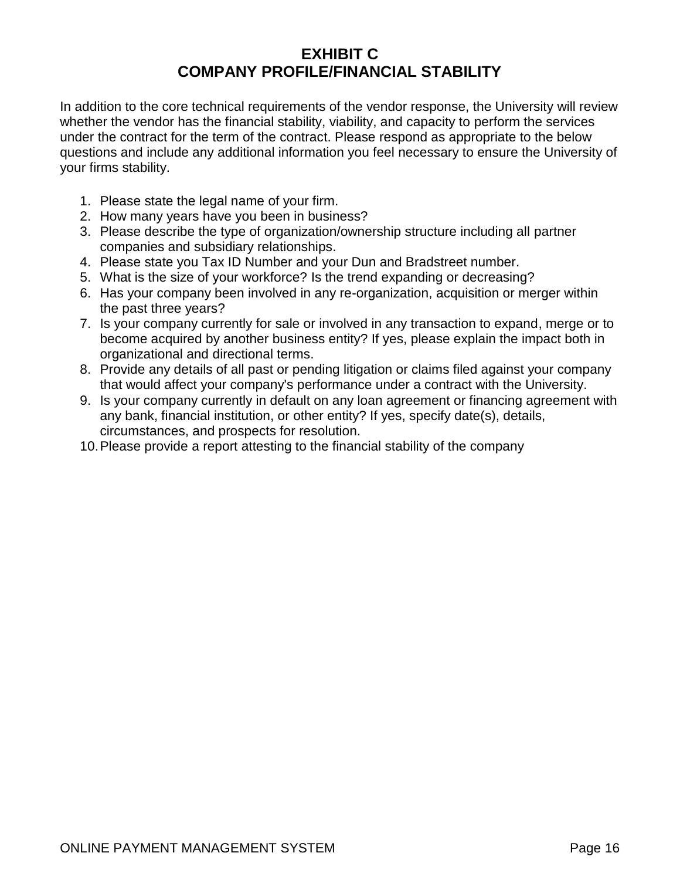# EXHIBIT C
# COMPANY PROFILE/FINANCIAL STABILITY

In addition to the core technical requirements of the vendor response, the University will review whether the vendor has the financial stability, viability, and capacity to perform the services under the contract for the term of the contract. Please respond as appropriate to the below questions and include any additional information you feel necessary to ensure the University of your firms stability.

1. Please state the legal name of your firm.
2. How many years have you been in business?
3. Please describe the type of organization/ownership structure including all partner companies and subsidiary relationships.
4. Please state you Tax ID Number and your Dun and Bradstreet number.
5. What is the size of your workforce? Is the trend expanding or decreasing?
6. Has your company been involved in any re-organization, acquisition or merger within the past three years?
7. Is your company currently for sale or involved in any transaction to expand, merge or to become acquired by another business entity? If yes, please explain the impact both in organizational and directional terms.
8. Provide any details of all past or pending litigation or claims filed against your company that would affect your company's performance under a contract with the University.
9. Is your company currently in default on any loan agreement or financing agreement with any bank, financial institution, or other entity? If yes, specify date(s), details, circumstances, and prospects for resolution.
10. Please provide a report attesting to the financial stability of the company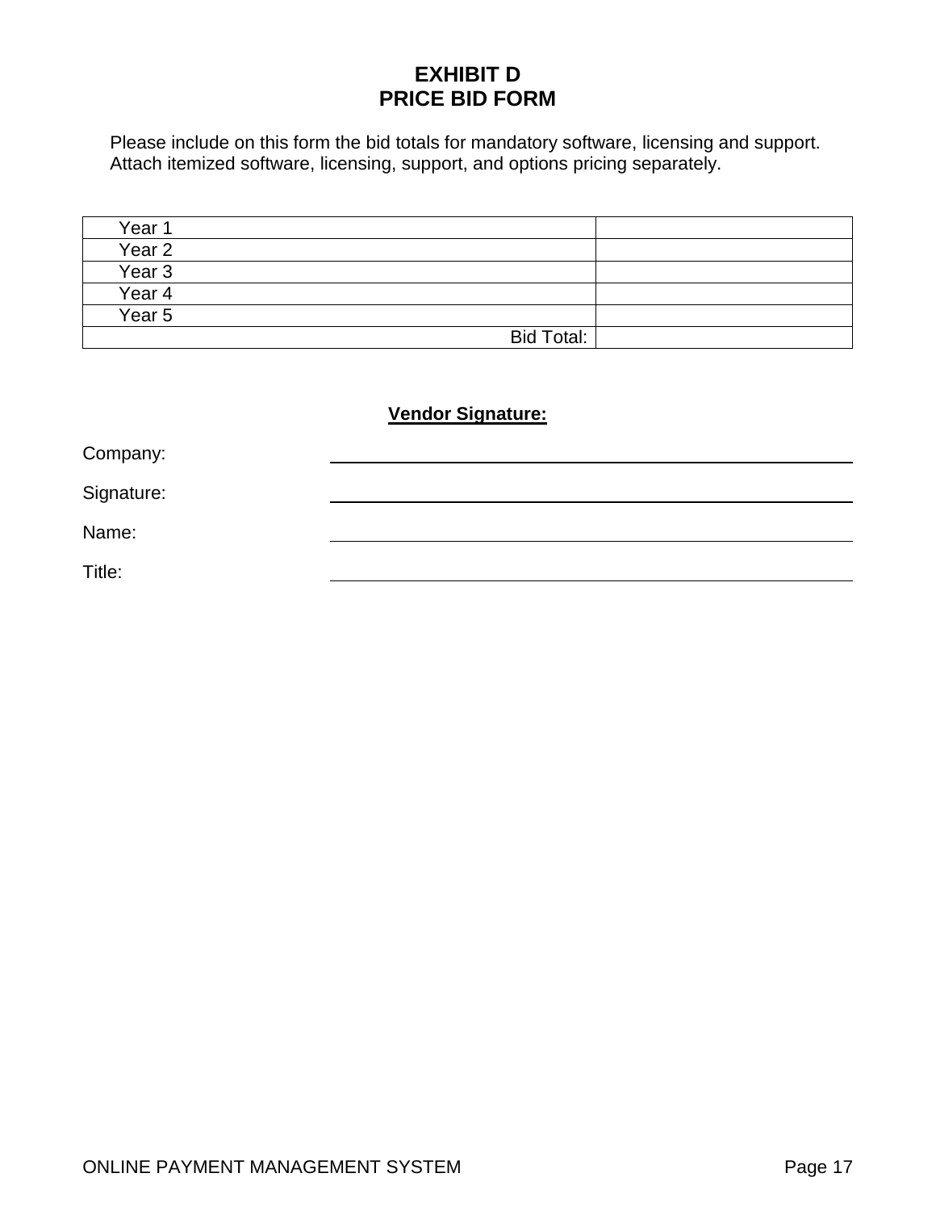# EXHIBIT D
# PRICE BID FORM

Please include on this form the bid totals for mandatory software, licensing and support. Attach itemized software, licensing, support, and options pricing separately.

| | |
|---|---|
| Year 1 | |
| Year 2 | |
| Year 3 | |
| Year 4 | |
| Year 5 | |
| Bid Total: | |

**Vendor Signature:**

Company: ______________________________

Signature: ______________________________

Name: ______________________________

Title: ______________________________